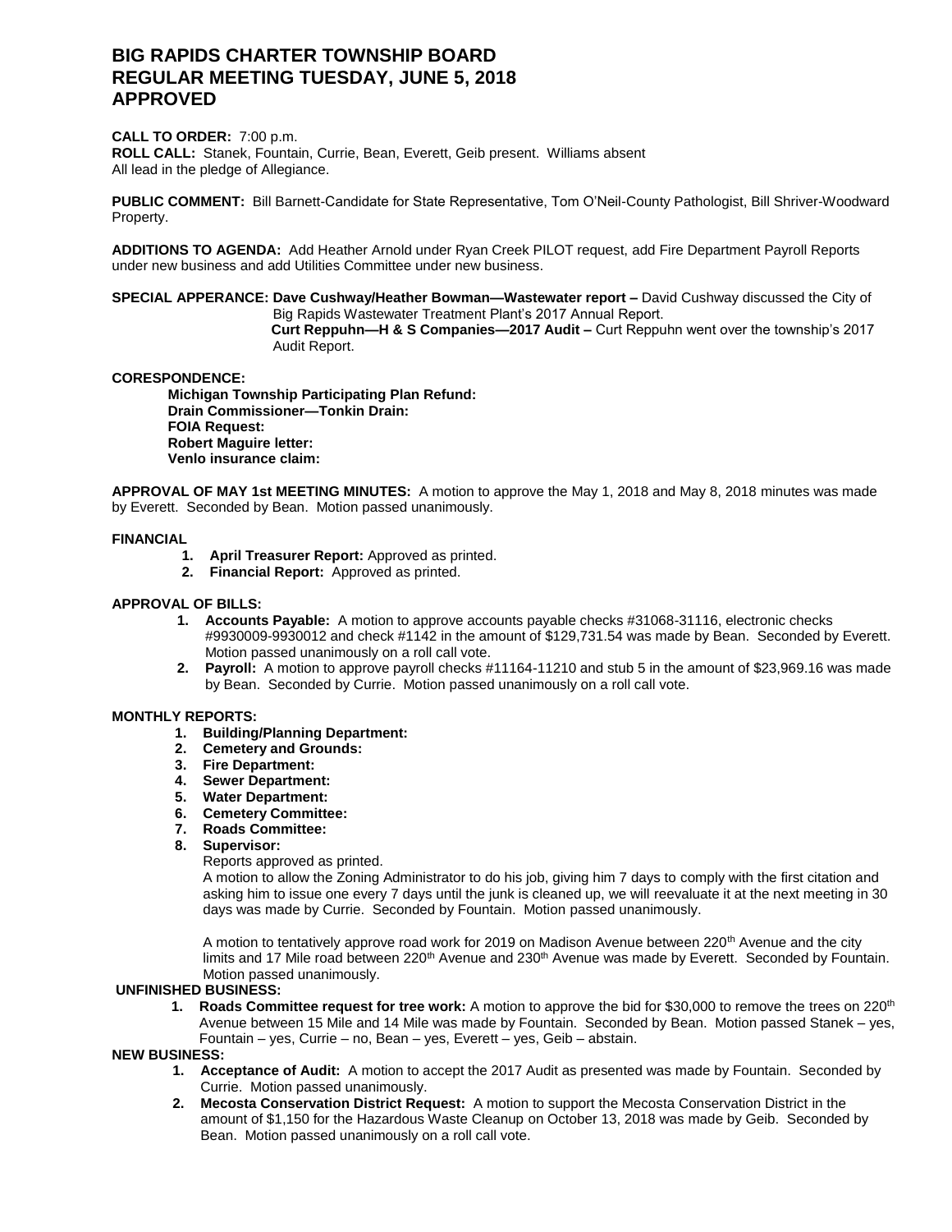# BIG RAPIDS CHARTER TOWNSHIP BOARD
# REGULAR MEETING TUESDAY, JUNE 5, 2018
# APPROVED

**CALL TO ORDER:** 7:00 p.m.
**ROLL CALL:** Stanek, Fountain, Currie, Bean, Everett, Geib present. Williams absent
All lead in the pledge of Allegiance.

**PUBLIC COMMENT:** Bill Barnett-Candidate for State Representative, Tom O'Neil-County Pathologist, Bill Shriver-Woodward Property.

**ADDITIONS TO AGENDA:** Add Heather Arnold under Ryan Creek PILOT request, add Fire Department Payroll Reports under new business and add Utilities Committee under new business.

**SPECIAL APPERANCE: Dave Cushway/Heather Bowman—Wastewater report –** David Cushway discussed the City of Big Rapids Wastewater Treatment Plant's 2017 Annual Report.
**Curt Reppuhn—H & S Companies—2017 Audit –** Curt Reppuhn went over the township's 2017 Audit Report.

**CORESPONDENCE:**

**Michigan Township Participating Plan Refund:**
**Drain Commissioner—Tonkin Drain:**
**FOIA Request:**
**Robert Maguire letter:**
**Venlo insurance claim:**

**APPROVAL OF MAY 1st MEETING MINUTES:** A motion to approve the May 1, 2018 and May 8, 2018 minutes was made by Everett. Seconded by Bean. Motion passed unanimously.

**FINANCIAL**

1. **April Treasurer Report:** Approved as printed.
2. **Financial Report:** Approved as printed.

**APPROVAL OF BILLS:**

1. **Accounts Payable:** A motion to approve accounts payable checks #31068-31116, electronic checks #9930009-9930012 and check #1142 in the amount of $129,731.54 was made by Bean. Seconded by Everett. Motion passed unanimously on a roll call vote.
2. **Payroll:** A motion to approve payroll checks #11164-11210 and stub 5 in the amount of $23,969.16 was made by Bean. Seconded by Currie. Motion passed unanimously on a roll call vote.

**MONTHLY REPORTS:**

1. **Building/Planning Department:**
2. **Cemetery and Grounds:**
3. **Fire Department:**
4. **Sewer Department:**
5. **Water Department:**
6. **Cemetery Committee:**
7. **Roads Committee:**
8. **Supervisor:**

   Reports approved as printed.

   A motion to allow the Zoning Administrator to do his job, giving him 7 days to comply with the first citation and asking him to issue one every 7 days until the junk is cleaned up, we will reevaluate it at the next meeting in 30 days was made by Currie. Seconded by Fountain. Motion passed unanimously.

   A motion to tentatively approve road work for 2019 on Madison Avenue between 220th Avenue and the city limits and 17 Mile road between 220th Avenue and 230th Avenue was made by Everett. Seconded by Fountain. Motion passed unanimously.

**UNFINISHED BUSINESS:**

1. **Roads Committee request for tree work:** A motion to approve the bid for $30,000 to remove the trees on 220th Avenue between 15 Mile and 14 Mile was made by Fountain. Seconded by Bean. Motion passed Stanek – yes, Fountain – yes, Currie – no, Bean – yes, Everett – yes, Geib – abstain.

**NEW BUSINESS:**

1. **Acceptance of Audit:** A motion to accept the 2017 Audit as presented was made by Fountain. Seconded by Currie. Motion passed unanimously.
2. **Mecosta Conservation District Request:** A motion to support the Mecosta Conservation District in the amount of $1,150 for the Hazardous Waste Cleanup on October 13, 2018 was made by Geib. Seconded by Bean. Motion passed unanimously on a roll call vote.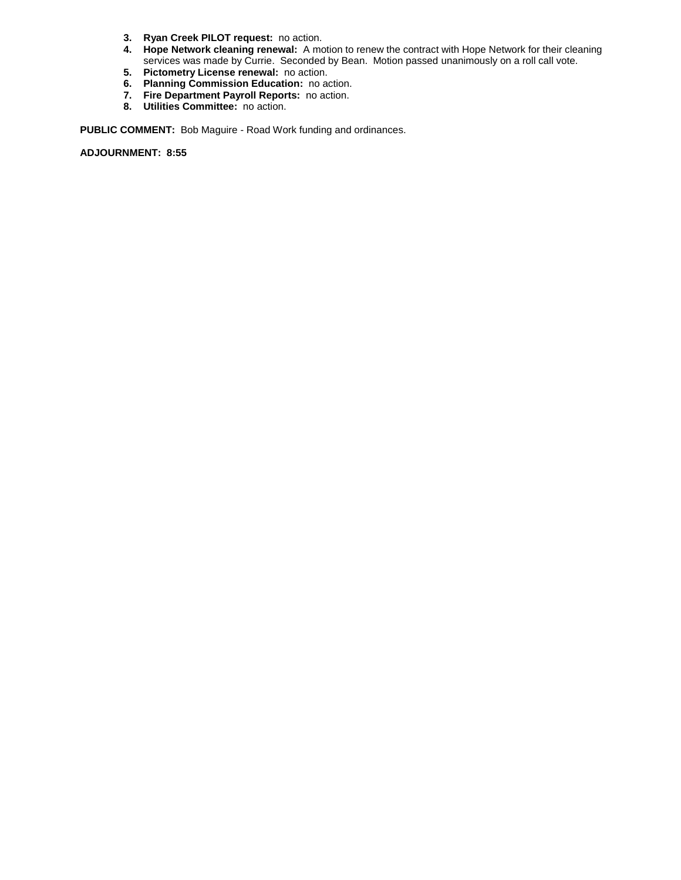3. **Ryan Creek PILOT request:** no action.
4. **Hope Network cleaning renewal:** A motion to renew the contract with Hope Network for their cleaning services was made by Currie. Seconded by Bean. Motion passed unanimously on a roll call vote.
5. **Pictometry License renewal:** no action.
6. **Planning Commission Education:** no action.
7. **Fire Department Payroll Reports:** no action.
8. **Utilities Committee:** no action.

**PUBLIC COMMENT:** Bob Maguire - Road Work funding and ordinances.

**ADJOURNMENT: 8:55**